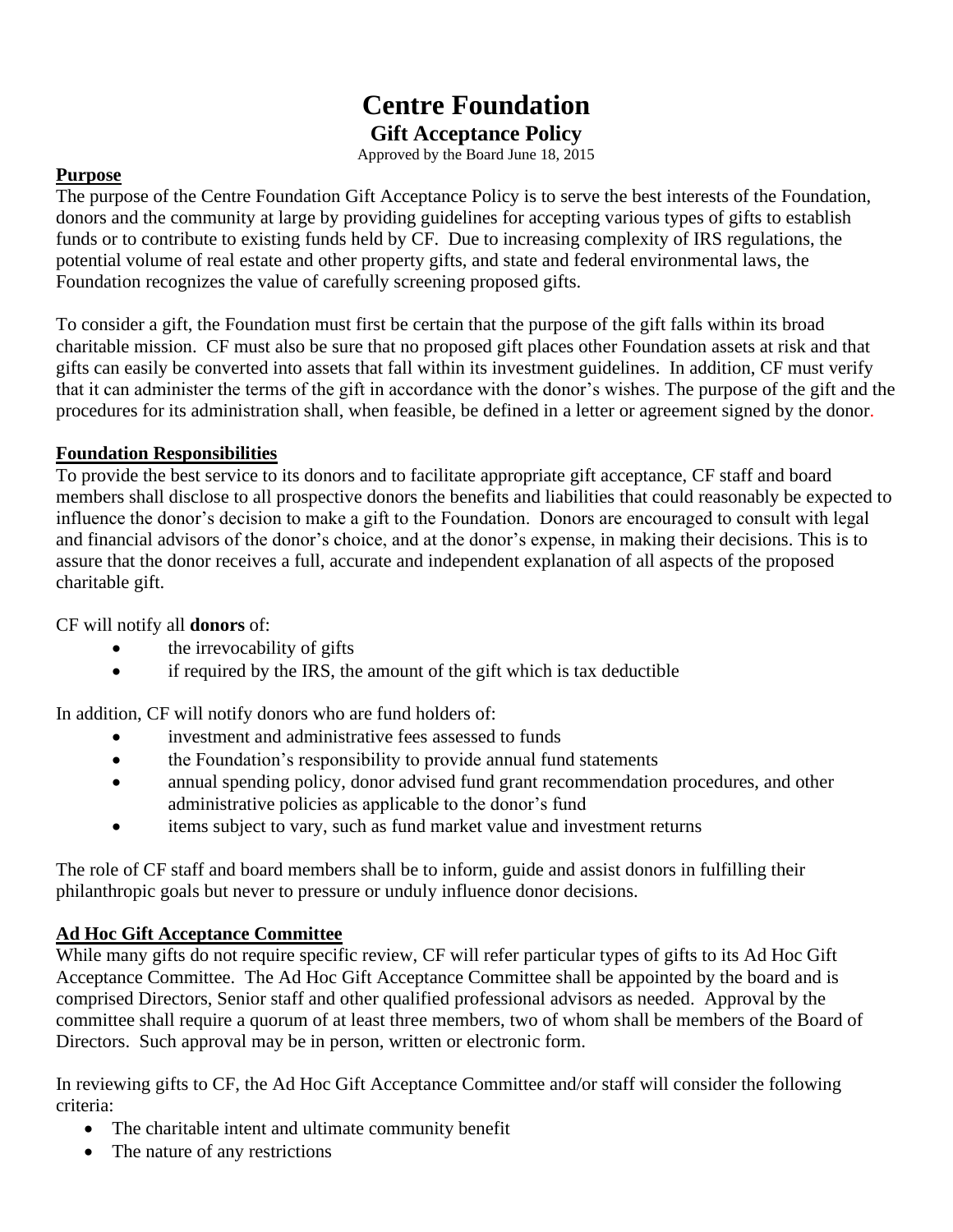# Centre Foundation

## Gift Acceptance Policy

Approved by the Board June 18, 2015

**Purpose**

The purpose of the Centre Foundation Gift Acceptance Policy is to serve the best interests of the Foundation, donors and the community at large by providing guidelines for accepting various types of gifts to establish funds or to contribute to existing funds held by CF. Due to increasing complexity of IRS regulations, the potential volume of real estate and other property gifts, and state and federal environmental laws, the Foundation recognizes the value of carefully screening proposed gifts.

To consider a gift, the Foundation must first be certain that the purpose of the gift falls within its broad charitable mission. CF must also be sure that no proposed gift places other Foundation assets at risk and that gifts can easily be converted into assets that fall within its investment guidelines. In addition, CF must verify that it can administer the terms of the gift in accordance with the donor's wishes. The purpose of the gift and the procedures for its administration shall, when feasible, be defined in a letter or agreement signed by the donor.

**Foundation Responsibilities**

To provide the best service to its donors and to facilitate appropriate gift acceptance, CF staff and board members shall disclose to all prospective donors the benefits and liabilities that could reasonably be expected to influence the donor's decision to make a gift to the Foundation. Donors are encouraged to consult with legal and financial advisors of the donor's choice, and at the donor's expense, in making their decisions. This is to assure that the donor receives a full, accurate and independent explanation of all aspects of the proposed charitable gift.

CF will notify all **donors** of:

- the irrevocability of gifts
- if required by the IRS, the amount of the gift which is tax deductible

In addition, CF will notify donors who are fund holders of:

- investment and administrative fees assessed to funds
- the Foundation's responsibility to provide annual fund statements
- annual spending policy, donor advised fund grant recommendation procedures, and other administrative policies as applicable to the donor's fund
- items subject to vary, such as fund market value and investment returns

The role of CF staff and board members shall be to inform, guide and assist donors in fulfilling their philanthropic goals but never to pressure or unduly influence donor decisions.

**Ad Hoc Gift Acceptance Committee**

While many gifts do not require specific review, CF will refer particular types of gifts to its Ad Hoc Gift Acceptance Committee. The Ad Hoc Gift Acceptance Committee shall be appointed by the board and is comprised Directors, Senior staff and other qualified professional advisors as needed. Approval by the committee shall require a quorum of at least three members, two of whom shall be members of the Board of Directors. Such approval may be in person, written or electronic form.

In reviewing gifts to CF, the Ad Hoc Gift Acceptance Committee and/or staff will consider the following criteria:

- The charitable intent and ultimate community benefit
- The nature of any restrictions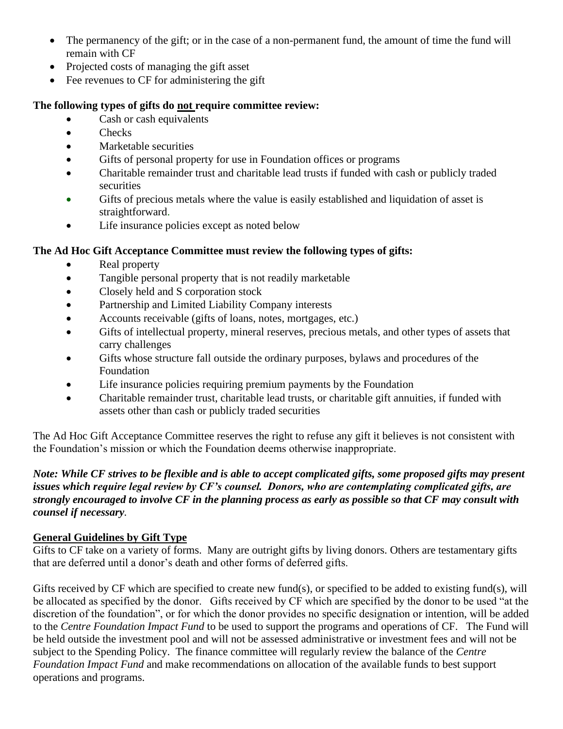- The permanency of the gift; or in the case of a non-permanent fund, the amount of time the fund will remain with CF
- Projected costs of managing the gift asset
- Fee revenues to CF for administering the gift

**The following types of gifts do <u>not</u> require committee review:**

- Cash or cash equivalents
- Checks
- Marketable securities
- Gifts of personal property for use in Foundation offices or programs
- Charitable remainder trust and charitable lead trusts if funded with cash or publicly traded securities
- Gifts of precious metals where the value is easily established and liquidation of asset is straightforward.
- Life insurance policies except as noted below

**The Ad Hoc Gift Acceptance Committee must review the following types of gifts:**

- Real property
- Tangible personal property that is not readily marketable
- Closely held and S corporation stock
- Partnership and Limited Liability Company interests
- Accounts receivable (gifts of loans, notes, mortgages, etc.)
- Gifts of intellectual property, mineral reserves, precious metals, and other types of assets that carry challenges
- Gifts whose structure fall outside the ordinary purposes, bylaws and procedures of the Foundation
- Life insurance policies requiring premium payments by the Foundation
- Charitable remainder trust, charitable lead trusts, or charitable gift annuities, if funded with assets other than cash or publicly traded securities

The Ad Hoc Gift Acceptance Committee reserves the right to refuse any gift it believes is not consistent with the Foundation's mission or which the Foundation deems otherwise inappropriate.

***Note: While CF strives to be flexible and is able to accept complicated gifts, some proposed gifts may present issues which require legal review by CF's counsel. Donors, who are contemplating complicated gifts, are strongly encouraged to involve CF in the planning process as early as possible so that CF may consult with counsel if necessary.***

**<u>General Guidelines by Gift Type</u>**

Gifts to CF take on a variety of forms. Many are outright gifts by living donors. Others are testamentary gifts that are deferred until a donor's death and other forms of deferred gifts.

Gifts received by CF which are specified to create new fund(s), or specified to be added to existing fund(s), will be allocated as specified by the donor. Gifts received by CF which are specified by the donor to be used "at the discretion of the foundation", or for which the donor provides no specific designation or intention, will be added to the *Centre Foundation Impact Fund* to be used to support the programs and operations of CF. The Fund will be held outside the investment pool and will not be assessed administrative or investment fees and will not be subject to the Spending Policy. The finance committee will regularly review the balance of the *Centre Foundation Impact Fund* and make recommendations on allocation of the available funds to best support operations and programs.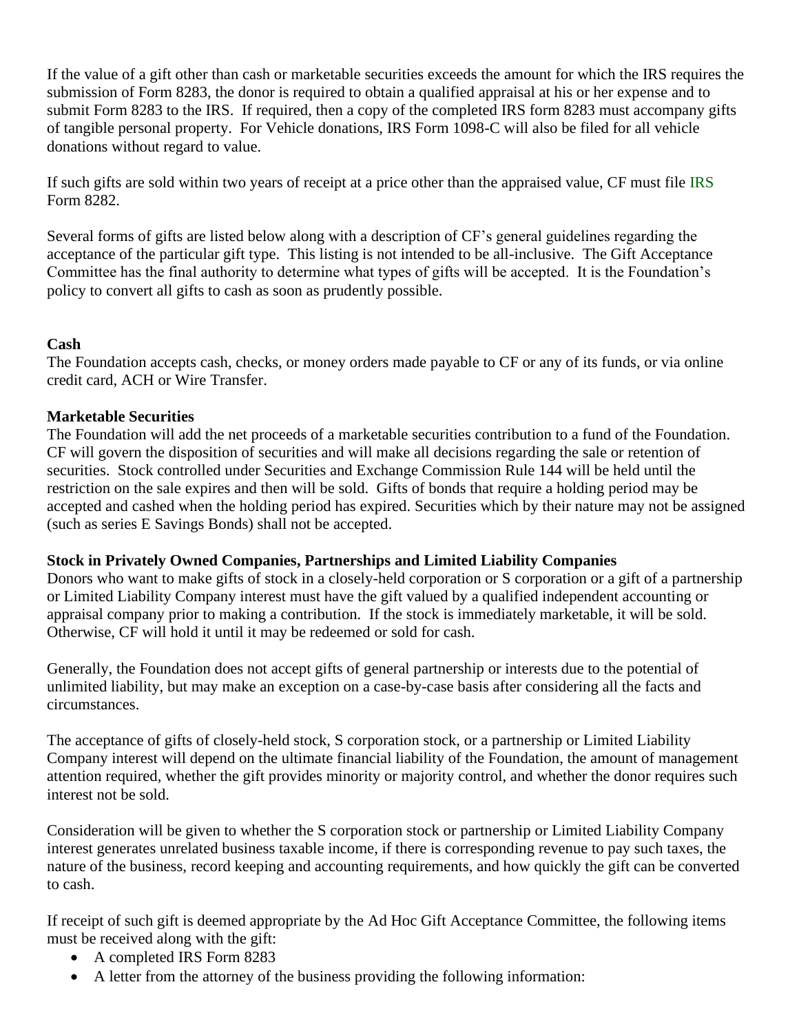If the value of a gift other than cash or marketable securities exceeds the amount for which the IRS requires the submission of Form 8283, the donor is required to obtain a qualified appraisal at his or her expense and to submit Form 8283 to the IRS. If required, then a copy of the completed IRS form 8283 must accompany gifts of tangible personal property. For Vehicle donations, IRS Form 1098-C will also be filed for all vehicle donations without regard to value.

If such gifts are sold within two years of receipt at a price other than the appraised value, CF must file IRS Form 8282.

Several forms of gifts are listed below along with a description of CF's general guidelines regarding the acceptance of the particular gift type. This listing is not intended to be all-inclusive. The Gift Acceptance Committee has the final authority to determine what types of gifts will be accepted. It is the Foundation's policy to convert all gifts to cash as soon as prudently possible.

**Cash**

The Foundation accepts cash, checks, or money orders made payable to CF or any of its funds, or via online credit card, ACH or Wire Transfer.

**Marketable Securities**

The Foundation will add the net proceeds of a marketable securities contribution to a fund of the Foundation. CF will govern the disposition of securities and will make all decisions regarding the sale or retention of securities. Stock controlled under Securities and Exchange Commission Rule 144 will be held until the restriction on the sale expires and then will be sold. Gifts of bonds that require a holding period may be accepted and cashed when the holding period has expired. Securities which by their nature may not be assigned (such as series E Savings Bonds) shall not be accepted.

**Stock in Privately Owned Companies, Partnerships and Limited Liability Companies**

Donors who want to make gifts of stock in a closely-held corporation or S corporation or a gift of a partnership or Limited Liability Company interest must have the gift valued by a qualified independent accounting or appraisal company prior to making a contribution. If the stock is immediately marketable, it will be sold. Otherwise, CF will hold it until it may be redeemed or sold for cash.

Generally, the Foundation does not accept gifts of general partnership or interests due to the potential of unlimited liability, but may make an exception on a case-by-case basis after considering all the facts and circumstances.

The acceptance of gifts of closely-held stock, S corporation stock, or a partnership or Limited Liability Company interest will depend on the ultimate financial liability of the Foundation, the amount of management attention required, whether the gift provides minority or majority control, and whether the donor requires such interest not be sold.

Consideration will be given to whether the S corporation stock or partnership or Limited Liability Company interest generates unrelated business taxable income, if there is corresponding revenue to pay such taxes, the nature of the business, record keeping and accounting requirements, and how quickly the gift can be converted to cash.

If receipt of such gift is deemed appropriate by the Ad Hoc Gift Acceptance Committee, the following items must be received along with the gift:

- A completed IRS Form 8283
- A letter from the attorney of the business providing the following information: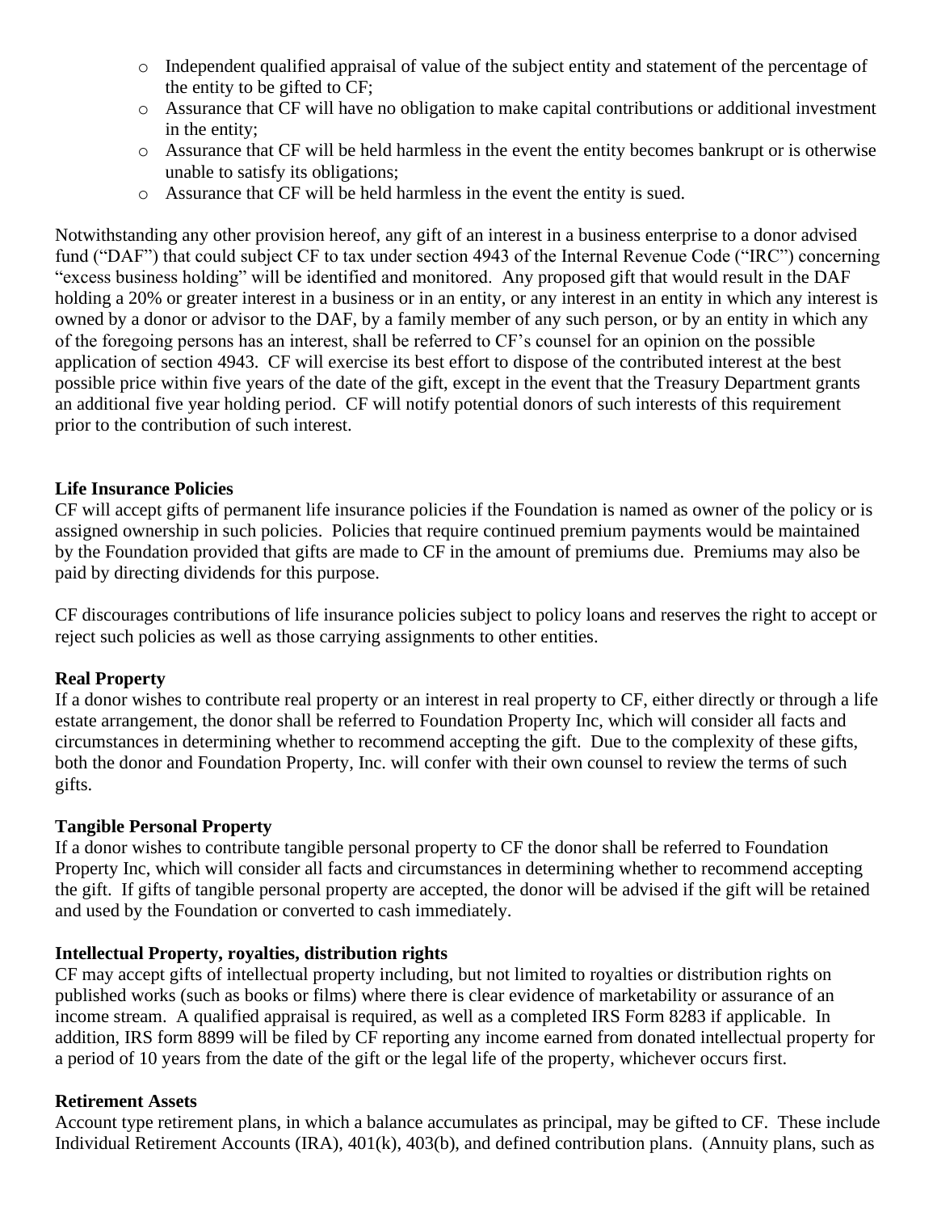- Independent qualified appraisal of value of the subject entity and statement of the percentage of the entity to be gifted to CF;
- Assurance that CF will have no obligation to make capital contributions or additional investment in the entity;
- Assurance that CF will be held harmless in the event the entity becomes bankrupt or is otherwise unable to satisfy its obligations;
- Assurance that CF will be held harmless in the event the entity is sued.

Notwithstanding any other provision hereof, any gift of an interest in a business enterprise to a donor advised fund ("DAF") that could subject CF to tax under section 4943 of the Internal Revenue Code ("IRC") concerning "excess business holding" will be identified and monitored. Any proposed gift that would result in the DAF holding a 20% or greater interest in a business or in an entity, or any interest in an entity in which any interest is owned by a donor or advisor to the DAF, by a family member of any such person, or by an entity in which any of the foregoing persons has an interest, shall be referred to CF's counsel for an opinion on the possible application of section 4943. CF will exercise its best effort to dispose of the contributed interest at the best possible price within five years of the date of the gift, except in the event that the Treasury Department grants an additional five year holding period. CF will notify potential donors of such interests of this requirement prior to the contribution of such interest.

**Life Insurance Policies**

CF will accept gifts of permanent life insurance policies if the Foundation is named as owner of the policy or is assigned ownership in such policies. Policies that require continued premium payments would be maintained by the Foundation provided that gifts are made to CF in the amount of premiums due. Premiums may also be paid by directing dividends for this purpose.

CF discourages contributions of life insurance policies subject to policy loans and reserves the right to accept or reject such policies as well as those carrying assignments to other entities.

**Real Property**

If a donor wishes to contribute real property or an interest in real property to CF, either directly or through a life estate arrangement, the donor shall be referred to Foundation Property Inc, which will consider all facts and circumstances in determining whether to recommend accepting the gift. Due to the complexity of these gifts, both the donor and Foundation Property, Inc. will confer with their own counsel to review the terms of such gifts.

**Tangible Personal Property**

If a donor wishes to contribute tangible personal property to CF the donor shall be referred to Foundation Property Inc, which will consider all facts and circumstances in determining whether to recommend accepting the gift. If gifts of tangible personal property are accepted, the donor will be advised if the gift will be retained and used by the Foundation or converted to cash immediately.

**Intellectual Property, royalties, distribution rights**

CF may accept gifts of intellectual property including, but not limited to royalties or distribution rights on published works (such as books or films) where there is clear evidence of marketability or assurance of an income stream. A qualified appraisal is required, as well as a completed IRS Form 8283 if applicable. In addition, IRS form 8899 will be filed by CF reporting any income earned from donated intellectual property for a period of 10 years from the date of the gift or the legal life of the property, whichever occurs first.

**Retirement Assets**

Account type retirement plans, in which a balance accumulates as principal, may be gifted to CF. These include Individual Retirement Accounts (IRA), 401(k), 403(b), and defined contribution plans. (Annuity plans, such as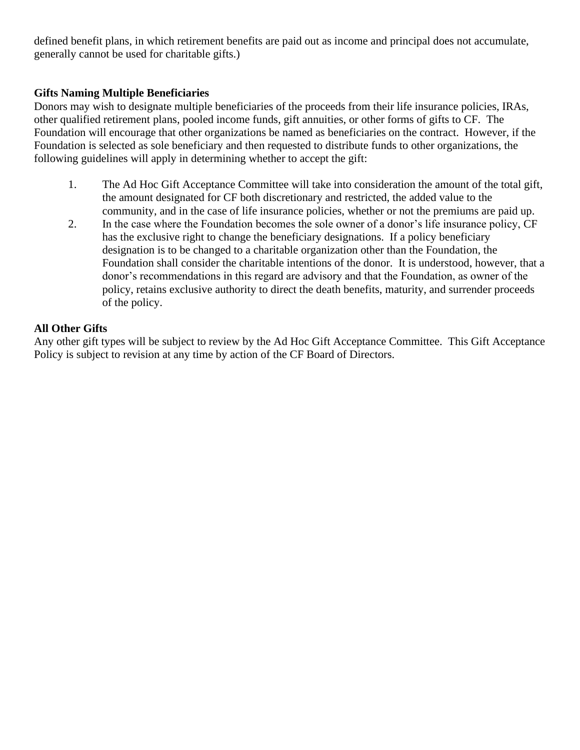defined benefit plans, in which retirement benefits are paid out as income and principal does not accumulate, generally cannot be used for charitable gifts.)

**Gifts Naming Multiple Beneficiaries**

Donors may wish to designate multiple beneficiaries of the proceeds from their life insurance policies, IRAs, other qualified retirement plans, pooled income funds, gift annuities, or other forms of gifts to CF. The Foundation will encourage that other organizations be named as beneficiaries on the contract. However, if the Foundation is selected as sole beneficiary and then requested to distribute funds to other organizations, the following guidelines will apply in determining whether to accept the gift:

1. The Ad Hoc Gift Acceptance Committee will take into consideration the amount of the total gift, the amount designated for CF both discretionary and restricted, the added value to the community, and in the case of life insurance policies, whether or not the premiums are paid up.
2. In the case where the Foundation becomes the sole owner of a donor's life insurance policy, CF has the exclusive right to change the beneficiary designations. If a policy beneficiary designation is to be changed to a charitable organization other than the Foundation, the Foundation shall consider the charitable intentions of the donor. It is understood, however, that a donor's recommendations in this regard are advisory and that the Foundation, as owner of the policy, retains exclusive authority to direct the death benefits, maturity, and surrender proceeds of the policy.

**All Other Gifts**

Any other gift types will be subject to review by the Ad Hoc Gift Acceptance Committee. This Gift Acceptance Policy is subject to revision at any time by action of the CF Board of Directors.